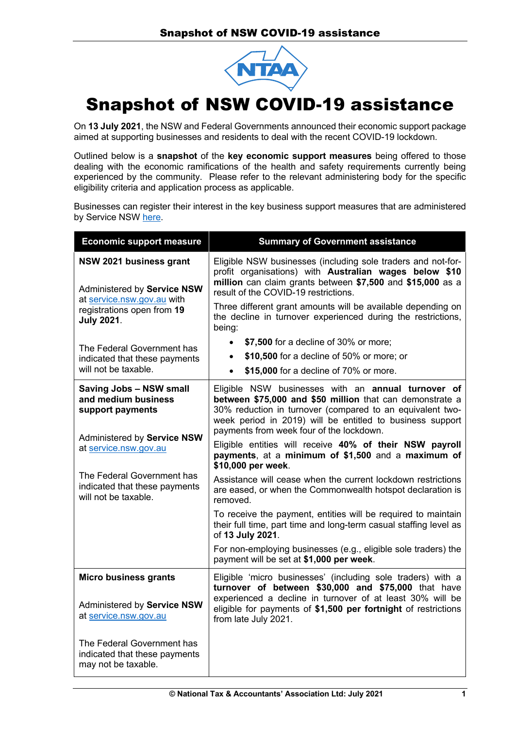# Snapshot of NSW COVID-19 assistance

On **13 July 2021**, the NSW and Federal Governments announced their economic support package aimed at supporting businesses and residents to deal with the recent COVID-19 lockdown.

Outlined below is a **snapshot** of the **key economic support measures** being offered to those dealing with the economic ramifications of the health and safety requirements currently being experienced by the community. Please refer to the relevant administering body for the specific eligibility criteria and application process as applicable.

Businesses can register their interest in the key business support measures that are administered by Service NSW here.

| Economic support measure | Summary of Government assistance |
|---|---|
| **NSW 2021 business grant**<br><br>Administered by **Service NSW** at service.nsw.gov.au with registrations open from **19 July 2021**.<br><br>The Federal Government has indicated that these payments will not be taxable. | Eligible NSW businesses (including sole traders and not-for-profit organisations) with **Australian wages below $10 million** can claim grants between **$7,500** and **$15,000** as a result of the COVID-19 restrictions.<br><br>Three different grant amounts will be available depending on the decline in turnover experienced during the restrictions, being:<br>• **$7,500** for a decline of 30% or more;<br>• **$10,500** for a decline of 50% or more; or<br>• **$15,000** for a decline of 70% or more. |
| **Saving Jobs – NSW small and medium business support payments**<br><br>Administered by **Service NSW** at service.nsw.gov.au<br><br>The Federal Government has indicated that these payments will not be taxable. | Eligible NSW businesses with an **annual turnover of between $75,000 and $50 million** that can demonstrate a 30% reduction in turnover (compared to an equivalent two-week period in 2019) will be entitled to business support payments from week four of the lockdown.<br><br>Eligible entities will receive **40% of their NSW payroll payments**, at a **minimum of $1,500** and a **maximum of $10,000 per week**.<br><br>Assistance will cease when the current lockdown restrictions are eased, or when the Commonwealth hotspot declaration is removed.<br><br>To receive the payment, entities will be required to maintain their full time, part time and long-term casual staffing level as of **13 July 2021**.<br><br>For non-employing businesses (e.g., eligible sole traders) the payment will be set at **$1,000 per week**. |
| **Micro business grants**<br><br>Administered by **Service NSW** at service.nsw.gov.au<br><br>The Federal Government has indicated that these payments may not be taxable. | Eligible 'micro businesses' (including sole traders) with a **turnover of between $30,000 and $75,000** that have experienced a decline in turnover of at least 30% will be eligible for payments of **$1,500 per fortnight** of restrictions from late July 2021. |

**© National Tax & Accountants' Association Ltd: July 2021**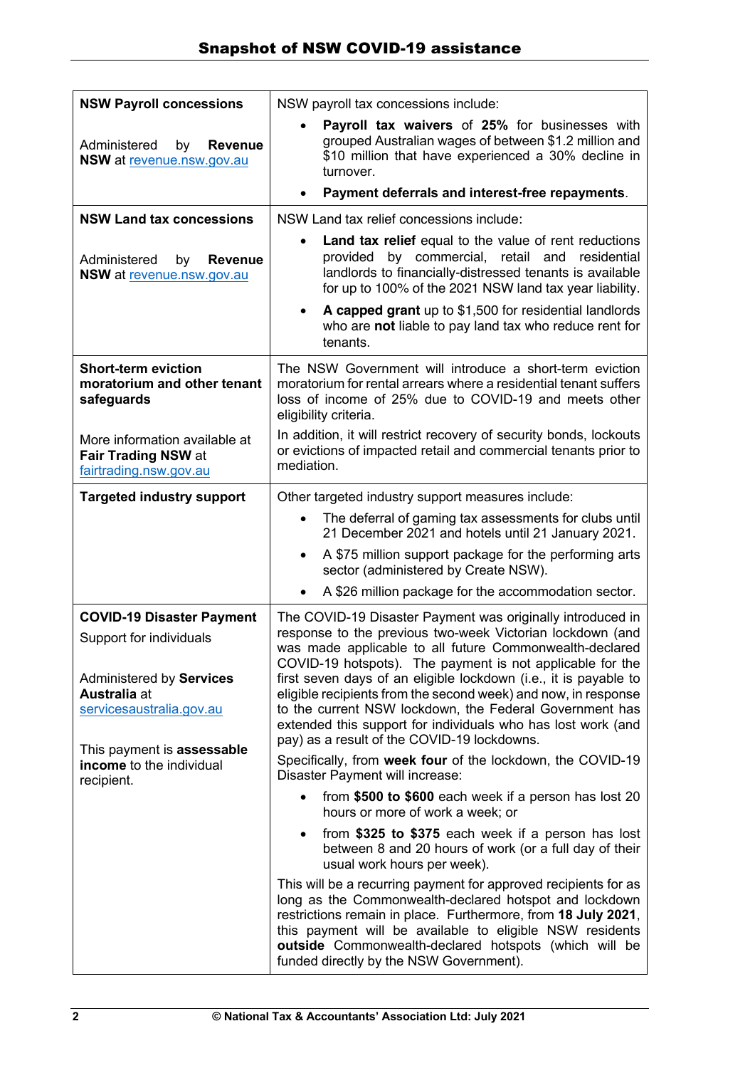## Snapshot of NSW COVID-19 assistance

| | |
|---|---|
| **NSW Payroll concessions**<br><br>Administered by **Revenue NSW** at revenue.nsw.gov.au | NSW payroll tax concessions include:<br>• **Payroll tax waivers** of **25%** for businesses with grouped Australian wages of between $1.2 million and $10 million that have experienced a 30% decline in turnover.<br>• **Payment deferrals and interest-free repayments**. |
| **NSW Land tax concessions**<br><br>Administered by **Revenue NSW** at revenue.nsw.gov.au | NSW Land tax relief concessions include:<br>• **Land tax relief** equal to the value of rent reductions provided by commercial, retail and residential landlords to financially-distressed tenants is available for up to 100% of the 2021 NSW land tax year liability.<br>• **A capped grant** up to $1,500 for residential landlords who are **not** liable to pay land tax who reduce rent for tenants. |
| **Short-term eviction moratorium and other tenant safeguards**<br><br>More information available at **Fair Trading NSW** at fairtrading.nsw.gov.au | The NSW Government will introduce a short-term eviction moratorium for rental arrears where a residential tenant suffers loss of income of 25% due to COVID-19 and meets other eligibility criteria.<br><br>In addition, it will restrict recovery of security bonds, lockouts or evictions of impacted retail and commercial tenants prior to mediation. |
| **Targeted industry support** | Other targeted industry support measures include:<br>• The deferral of gaming tax assessments for clubs until 21 December 2021 and hotels until 21 January 2021.<br>• A $75 million support package for the performing arts sector (administered by Create NSW).<br>• A $26 million package for the accommodation sector. |
| **COVID-19 Disaster Payment**<br>Support for individuals<br><br>Administered by **Services Australia** at servicesaustralia.gov.au<br><br>This payment is **assessable income** to the individual recipient. | The COVID-19 Disaster Payment was originally introduced in response to the previous two-week Victorian lockdown (and was made applicable to all future Commonwealth-declared COVID-19 hotspots). The payment is not applicable for the first seven days of an eligible lockdown (i.e., it is payable to eligible recipients from the second week) and now, in response to the current NSW lockdown, the Federal Government has extended this support for individuals who has lost work (and pay) as a result of the COVID-19 lockdowns.<br><br>Specifically, from **week four** of the lockdown, the COVID-19 Disaster Payment will increase:<br>• from **$500 to $600** each week if a person has lost 20 hours or more of work a week; or<br>• from **$325 to $375** each week if a person has lost between 8 and 20 hours of work (or a full day of their usual work hours per week).<br><br>This will be a recurring payment for approved recipients for as long as the Commonwealth-declared hotspot and lockdown restrictions remain in place. Furthermore, from **18 July 2021**, this payment will be available to eligible NSW residents **outside** Commonwealth-declared hotspots (which will be funded directly by the NSW Government). |

© National Tax & Accountants' Association Ltd: July 2021